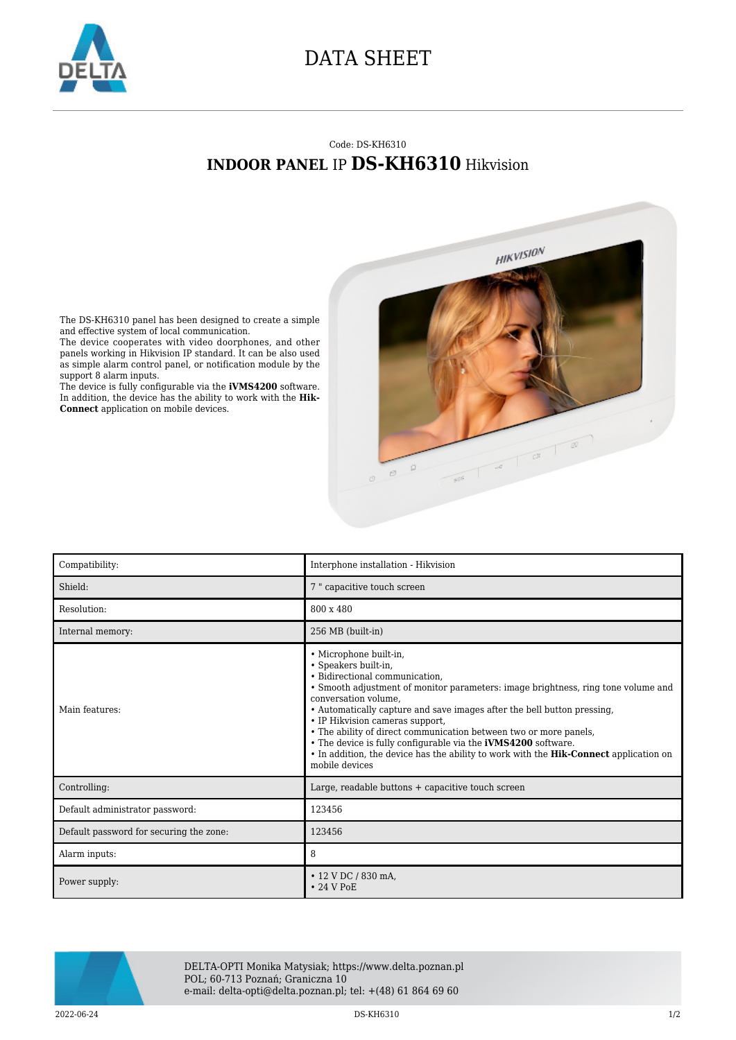# DATA SHEET

Code: DS-KH6310

## **INDOOR PANEL** IP **DS-KH6310** Hikvision

The DS-KH6310 panel has been designed to create a simple and effective system of local communication.
The device cooperates with video doorphones, and other panels working in Hikvision IP standard. It can be also used as simple alarm control panel, or notification module by the support 8 alarm inputs.
The device is fully configurable via the **iVMS4200** software.
In addition, the device has the ability to work with the **Hik-Connect** application on mobile devices.

| | |
|---|---|
| Compatibility: | Interphone installation - Hikvision |
| Shield: | 7 " capacitive touch screen |
| Resolution: | 800 x 480 |
| Internal memory: | 256 MB (built-in) |
| Main features: | • Microphone built-in,<br>• Speakers built-in,<br>• Bidirectional communication,<br>• Smooth adjustment of monitor parameters: image brightness, ring tone volume and conversation volume,<br>• Automatically capture and save images after the bell button pressing,<br>• IP Hikvision cameras support,<br>• The ability of direct communication between two or more panels,<br>• The device is fully configurable via the **iVMS4200** software.<br>• In addition, the device has the ability to work with the **Hik-Connect** application on mobile devices |
| Controlling: | Large, readable buttons + capacitive touch screen |
| Default administrator password: | 123456 |
| Default password for securing the zone: | 123456 |
| Alarm inputs: | 8 |
| Power supply: | • 12 V DC / 830 mA,<br>• 24 V PoE |

DELTA-OPTI Monika Matysiak; https://www.delta.poznan.pl
POL; 60-713 Poznań; Graniczna 10
e-mail: delta-opti@delta.poznan.pl; tel: +(48) 61 864 69 60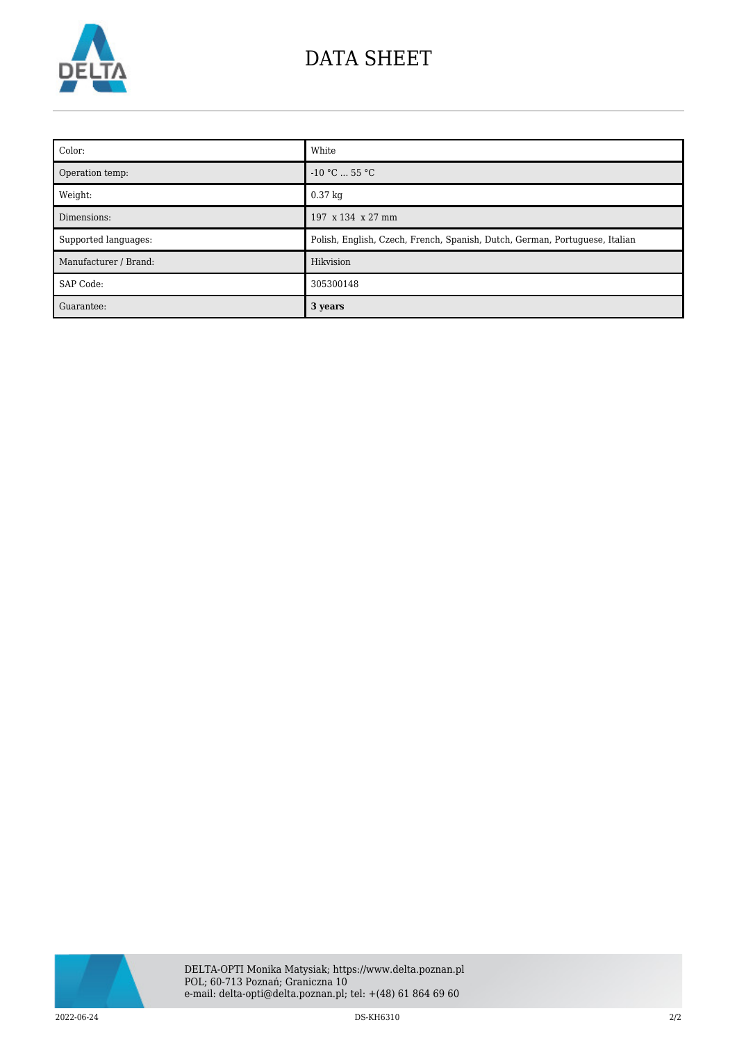# DATA SHEET

| | |
|---|---|
| Color: | White |
| Operation temp: | -10 °C ... 55 °C |
| Weight: | 0.37 kg |
| Dimensions: | 197 x 134 x 27 mm |
| Supported languages: | Polish, English, Czech, French, Spanish, Dutch, German, Portuguese, Italian |
| Manufacturer / Brand: | Hikvision |
| SAP Code: | 305300148 |
| Guarantee: | **3 years** |

DELTA-OPTI Monika Matysiak; https://www.delta.poznan.pl
POL; 60-713 Poznań; Graniczna 10
e-mail: delta-opti@delta.poznan.pl; tel: +(48) 61 864 69 60